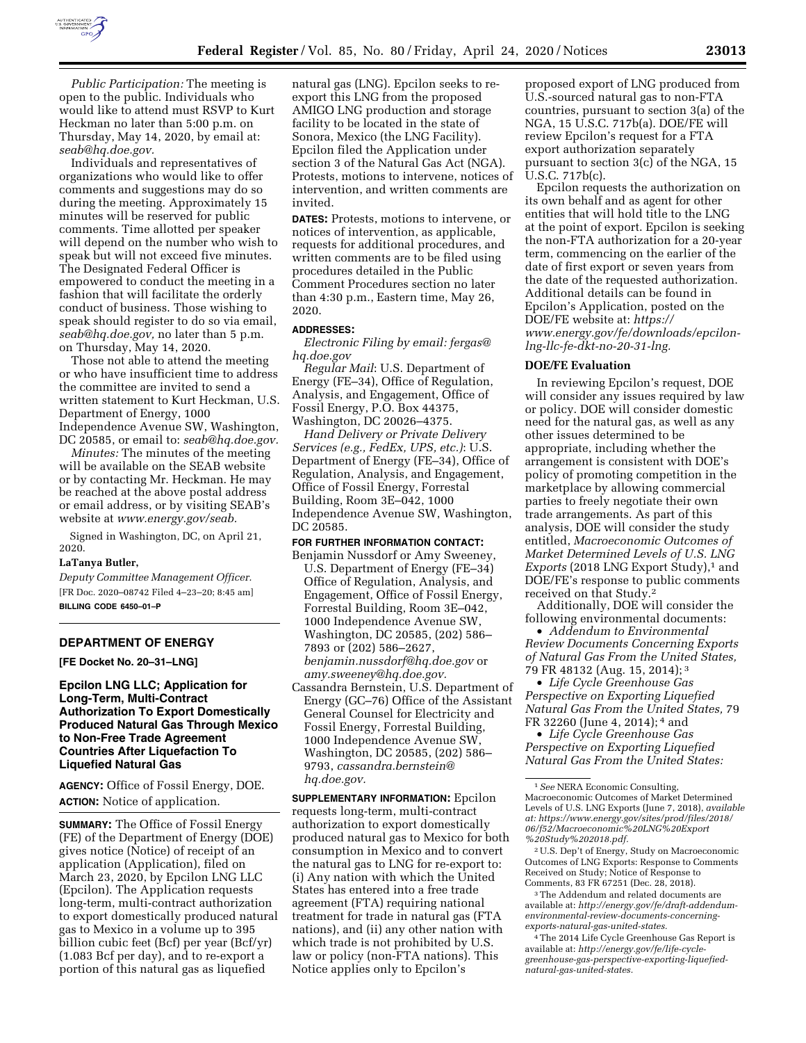*Public Participation:* The meeting is open to the public. Individuals who would like to attend must RSVP to Kurt Heckman no later than 5:00 p.m. on Thursday, May 14, 2020, by email at: *seab@hq.doe.gov.*

Individuals and representatives of organizations who would like to offer comments and suggestions may do so during the meeting. Approximately 15 minutes will be reserved for public comments. Time allotted per speaker will depend on the number who wish to speak but will not exceed five minutes. The Designated Federal Officer is empowered to conduct the meeting in a fashion that will facilitate the orderly conduct of business. Those wishing to speak should register to do so via email, *seab@hq.doe.gov,* no later than 5 p.m. on Thursday, May 14, 2020.

Those not able to attend the meeting or who have insufficient time to address the committee are invited to send a written statement to Kurt Heckman, U.S. Department of Energy, 1000 Independence Avenue SW, Washington, DC 20585, or email to: *seab@hq.doe.gov.*

*Minutes:* The minutes of the meeting will be available on the SEAB website or by contacting Mr. Heckman. He may be reached at the above postal address or email address, or by visiting SEAB's website at *www.energy.gov/seab.*

Signed in Washington, DC, on April 21, 2020.

**LaTanya Butler,**

*Deputy Committee Management Officer.*

[FR Doc. 2020–08742 Filed 4–23–20; 8:45 am]

**BILLING CODE 6450–01–P**

## DEPARTMENT OF ENERGY

**[FE Docket No. 20–31–LNG]**

## Epcilon LNG LLC; Application for Long-Term, Multi-Contract Authorization To Export Domestically Produced Natural Gas Through Mexico to Non-Free Trade Agreement Countries After Liquefaction To Liquefied Natural Gas

**AGENCY:** Office of Fossil Energy, DOE.

**ACTION:** Notice of application.

**SUMMARY:** The Office of Fossil Energy (FE) of the Department of Energy (DOE) gives notice (Notice) of receipt of an application (Application), filed on March 23, 2020, by Epcilon LNG LLC (Epcilon). The Application requests long-term, multi-contract authorization to export domestically produced natural gas to Mexico in a volume up to 395 billion cubic feet (Bcf) per year (Bcf/yr) (1.083 Bcf per day), and to re-export a portion of this natural gas as liquefied natural gas (LNG). Epcilon seeks to re-export this LNG from the proposed AMIGO LNG production and storage facility to be located in the state of Sonora, Mexico (the LNG Facility). Epcilon filed the Application under section 3 of the Natural Gas Act (NGA). Protests, motions to intervene, notices of intervention, and written comments are invited.

**DATES:** Protests, motions to intervene, or notices of intervention, as applicable, requests for additional procedures, and written comments are to be filed using procedures detailed in the Public Comment Procedures section no later than 4:30 p.m., Eastern time, May 26, 2020.

**ADDRESSES:**

*Electronic Filing by email: fergas@hq.doe.gov*

*Regular Mail*: U.S. Department of Energy (FE–34), Office of Regulation, Analysis, and Engagement, Office of Fossil Energy, P.O. Box 44375, Washington, DC 20026–4375.

*Hand Delivery or Private Delivery Services (e.g., FedEx, UPS, etc.)*: U.S. Department of Energy (FE–34), Office of Regulation, Analysis, and Engagement, Office of Fossil Energy, Forrestal Building, Room 3E–042, 1000 Independence Avenue SW, Washington, DC 20585.

**FOR FURTHER INFORMATION CONTACT:**

Benjamin Nussdorf or Amy Sweeney, U.S. Department of Energy (FE–34) Office of Regulation, Analysis, and Engagement, Office of Fossil Energy, Forrestal Building, Room 3E–042, 1000 Independence Avenue SW, Washington, DC 20585, (202) 586–7893 or (202) 586–2627, *benjamin.nussdorf@hq.doe.gov* or *amy.sweeney@hq.doe.gov.*

Cassandra Bernstein, U.S. Department of Energy (GC–76) Office of the Assistant General Counsel for Electricity and Fossil Energy, Forrestal Building, 1000 Independence Avenue SW, Washington, DC 20585, (202) 586–9793, *cassandra.bernstein@hq.doe.gov*.

**SUPPLEMENTARY INFORMATION:** Epcilon requests long-term, multi-contract authorization to export domestically produced natural gas to Mexico for both consumption in Mexico and to convert the natural gas to LNG for re-export to: (i) Any nation with which the United States has entered into a free trade agreement (FTA) requiring national treatment for trade in natural gas (FTA nations), and (ii) any other nation with which trade is not prohibited by U.S. law or policy (non-FTA nations). This Notice applies only to Epcilon's proposed export of LNG produced from U.S.-sourced natural gas to non-FTA countries, pursuant to section 3(a) of the NGA, 15 U.S.C. 717b(a). DOE/FE will review Epcilon's request for a FTA export authorization separately pursuant to section 3(c) of the NGA, 15 U.S.C. 717b(c).

Epcilon requests the authorization on its own behalf and as agent for other entities that will hold title to the LNG at the point of export. Epcilon is seeking the non-FTA authorization for a 20-year term, commencing on the earlier of the date of first export or seven years from the date of the requested authorization. Additional details can be found in Epcilon's Application, posted on the DOE/FE website at: *https://www.energy.gov/fe/downloads/epcilon-lng-llc-fe-dkt-no-20-31-lng.*

### DOE/FE Evaluation

In reviewing Epcilon's request, DOE will consider any issues required by law or policy. DOE will consider domestic need for the natural gas, as well as any other issues determined to be appropriate, including whether the arrangement is consistent with DOE's policy of promoting competition in the marketplace by allowing commercial parties to freely negotiate their own trade arrangements. As part of this analysis, DOE will consider the study entitled, *Macroeconomic Outcomes of Market Determined Levels of U.S. LNG Exports* (2018 LNG Export Study),[1] and DOE/FE's response to public comments received on that Study.[2]

Additionally, DOE will consider the following environmental documents:

- *Addendum to Environmental Review Documents Concerning Exports of Natural Gas From the United States,* 79 FR 48132 (Aug. 15, 2014);[3]
- *Life Cycle Greenhouse Gas Perspective on Exporting Liquefied Natural Gas From the United States,* 79 FR 32260 (June 4, 2014);[4] and
- *Life Cycle Greenhouse Gas Perspective on Exporting Liquefied Natural Gas From the United States:*

---

[1] *See* NERA Economic Consulting, Macroeconomic Outcomes of Market Determined Levels of U.S. LNG Exports (June 7, 2018), *available at: https://www.energy.gov/sites/prod/files/2018/06/f52/Macroeconomic%20LNG%20Export%20Study%202018.pdf.*

[2] U.S. Dep't of Energy, Study on Macroeconomic Outcomes of LNG Exports: Response to Comments Received on Study; Notice of Response to Comments, 83 FR 67251 (Dec. 28, 2018).

[3] The Addendum and related documents are available at: *http://energy.gov/fe/draft-addendum-environmental-review-documents-concerning-exports-natural-gas-united-states.*

[4] The 2014 Life Cycle Greenhouse Gas Report is available at: *http://energy.gov/fe/life-cycle-greenhouse-gas-perspective-exporting-liquefied-natural-gas-united-states.*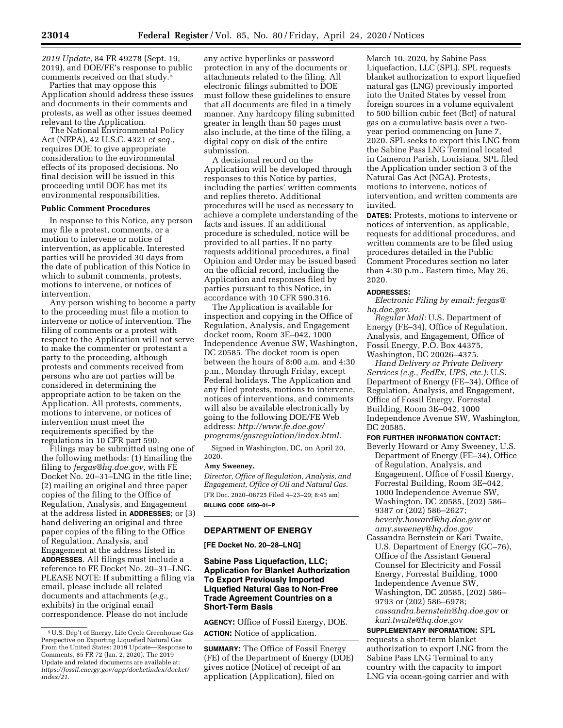*2019 Update,* 84 FR 49278 (Sept. 19, 2019), and DOE/FE's response to public comments received on that study.[5]

Parties that may oppose this Application should address these issues and documents in their comments and protests, as well as other issues deemed relevant to the Application.

The National Environmental Policy Act (NEPA), 42 U.S.C. 4321 *et seq.,* requires DOE to give appropriate consideration to the environmental effects of its proposed decisions. No final decision will be issued in this proceeding until DOE has met its environmental responsibilities.

**Public Comment Procedures**

In response to this Notice, any person may file a protest, comments, or a motion to intervene or notice of intervention, as applicable. Interested parties will be provided 30 days from the date of publication of this Notice in which to submit comments, protests, motions to intervene, or notices of intervention.

Any person wishing to become a party to the proceeding must file a motion to intervene or notice of intervention. The filing of comments or a protest with respect to the Application will not serve to make the commenter or protestant a party to the proceeding, although protests and comments received from persons who are not parties will be considered in determining the appropriate action to be taken on the Application. All protests, comments, motions to intervene, or notices of intervention must meet the requirements specified by the regulations in 10 CFR part 590.

Filings may be submitted using one of the following methods: (1) Emailing the filing to *fergas@hq.doe.gov,* with FE Docket No. 20–31–LNG in the title line; (2) mailing an original and three paper copies of the filing to the Office of Regulation, Analysis, and Engagement at the address listed in **ADDRESSES**; or (3) hand delivering an original and three paper copies of the filing to the Office of Regulation, Analysis, and Engagement at the address listed in **ADDRESSES**. All filings must include a reference to FE Docket No. 20–31–LNG. PLEASE NOTE: If submitting a filing via email, please include all related documents and attachments (*e.g.,* exhibits) in the original email correspondence. Please do not include any active hyperlinks or password protection in any of the documents or attachments related to the filing. All electronic filings submitted to DOE must follow these guidelines to ensure that all documents are filed in a timely manner. Any hardcopy filing submitted greater in length than 50 pages must also include, at the time of the filing, a digital copy on disk of the entire submission.

A decisional record on the Application will be developed through responses to this Notice by parties, including the parties' written comments and replies thereto. Additional procedures will be used as necessary to achieve a complete understanding of the facts and issues. If an additional procedure is scheduled, notice will be provided to all parties. If no party requests additional procedures, a final Opinion and Order may be issued based on the official record, including the Application and responses filed by parties pursuant to this Notice, in accordance with 10 CFR 590.316.

The Application is available for inspection and copying in the Office of Regulation, Analysis, and Engagement docket room, Room 3E–042, 1000 Independence Avenue SW, Washington, DC 20585. The docket room is open between the hours of 8:00 a.m. and 4:30 p.m., Monday through Friday, except Federal holidays. The Application and any filed protests, motions to intervene, notices of interventions, and comments will also be available electronically by going to the following DOE/FE Web address: *http://www.fe.doe.gov/programs/gasregulation/index.html.*

Signed in Washington, DC, on April 20, 2020.

**Amy Sweeney,**

*Director, Office of Regulation, Analysis, and Engagement, Office of Oil and Natural Gas.*

[FR Doc. 2020–08725 Filed 4–23–20; 8:45 am]

**BILLING CODE 6450–01–P**

---

**DEPARTMENT OF ENERGY**

**[FE Docket No. 20–28–LNG]**

## Sabine Pass Liquefaction, LLC; Application for Blanket Authorization To Export Previously Imported Liquefied Natural Gas to Non-Free Trade Agreement Countries on a Short-Term Basis

**AGENCY:** Office of Fossil Energy, DOE.

**ACTION:** Notice of application.

**SUMMARY:** The Office of Fossil Energy (FE) of the Department of Energy (DOE) gives notice (Notice) of receipt of an application (Application), filed on March 10, 2020, by Sabine Pass Liquefaction, LLC (SPL). SPL requests blanket authorization to export liquefied natural gas (LNG) previously imported into the United States by vessel from foreign sources in a volume equivalent to 500 billion cubic feet (Bcf) of natural gas on a cumulative basis over a two-year period commencing on June 7, 2020. SPL seeks to export this LNG from the Sabine Pass LNG Terminal located in Cameron Parish, Louisiana. SPL filed the Application under section 3 of the Natural Gas Act (NGA). Protests, motions to intervene, notices of intervention, and written comments are invited.

**DATES:** Protests, motions to intervene or notices of intervention, as applicable, requests for additional procedures, and written comments are to be filed using procedures detailed in the Public Comment Procedures section no later than 4:30 p.m., Eastern time, May 26, 2020.

**ADDRESSES:**

*Electronic Filing by email: fergas@hq.doe.gov.*

*Regular Mail:* U.S. Department of Energy (FE–34), Office of Regulation, Analysis, and Engagement, Office of Fossil Energy, P.O. Box 44375, Washington, DC 20026–4375.

*Hand Delivery or Private Delivery Services (e.g., FedEx, UPS, etc.):* U.S. Department of Energy (FE–34), Office of Regulation, Analysis, and Engagement, Office of Fossil Energy, Forrestal Building, Room 3E–042, 1000 Independence Avenue SW, Washington, DC 20585.

**FOR FURTHER INFORMATION CONTACT:**

Beverly Howard or Amy Sweeney, U.S. Department of Energy (FE–34), Office of Regulation, Analysis, and Engagement, Office of Fossil Energy, Forrestal Building, Room 3E–042, 1000 Independence Avenue SW, Washington, DC 20585, (202) 586–9387 or (202) 586–2627; *beverly.howard@hq.doe.gov* or *amy.sweeney@hq.doe.gov*

Cassandra Bernstein or Kari Twaite, U.S. Department of Energy (GC–76), Office of the Assistant General Counsel for Electricity and Fossil Energy, Forrestal Building, 1000 Independence Avenue SW, Washington, DC 20585, (202) 586–9793 or (202) 586–6978; *cassandra.bernstein@hq.doe.gov* or *kari.twaite@hq.doe.gov*

**SUPPLEMENTARY INFORMATION:** SPL requests a short-term blanket authorization to export LNG from the Sabine Pass LNG Terminal to any country with the capacity to import LNG via ocean-going carrier and with

---

[5] U.S. Dep't of Energy, Life Cycle Greenhouse Gas Perspective on Exporting Liquefied Natural Gas From the United States: 2019 Update—Response to Comments, 85 FR 72 (Jan. 2, 2020). The 2019 Update and related documents are available at: *https://fossil.energy.gov/app/docketindex/docket/index/21.*